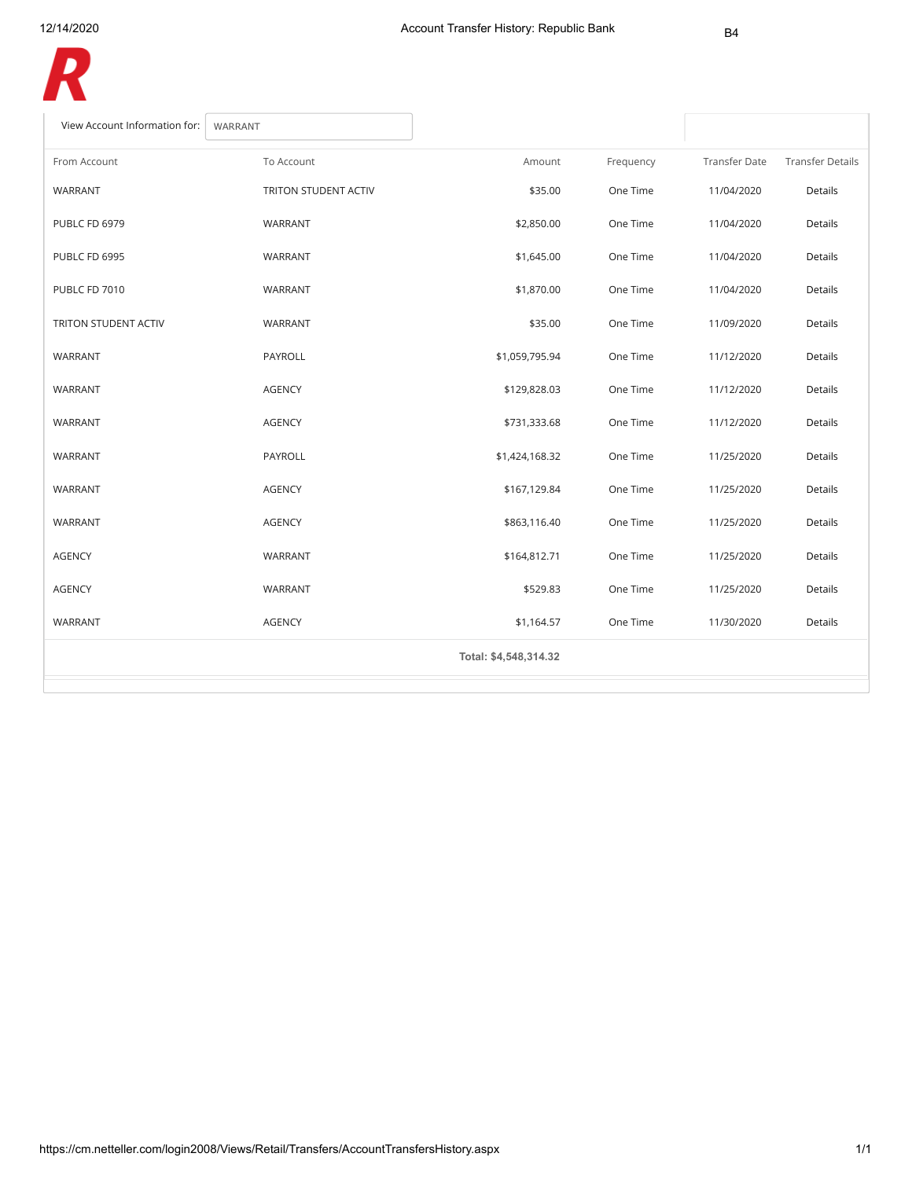# Account Transfer History: Republic Bank

B4

View Account Information for: WARRANT

| From Account | To Account | Amount | Frequency | Transfer Date | Transfer Details |
|---|---|---|---|---|---|
| WARRANT | TRITON STUDENT ACTIV | $35.00 | One Time | 11/04/2020 | Details |
| PUBLC FD 6979 | WARRANT | $2,850.00 | One Time | 11/04/2020 | Details |
| PUBLC FD 6995 | WARRANT | $1,645.00 | One Time | 11/04/2020 | Details |
| PUBLC FD 7010 | WARRANT | $1,870.00 | One Time | 11/04/2020 | Details |
| TRITON STUDENT ACTIV | WARRANT | $35.00 | One Time | 11/09/2020 | Details |
| WARRANT | PAYROLL | $1,059,795.94 | One Time | 11/12/2020 | Details |
| WARRANT | AGENCY | $129,828.03 | One Time | 11/12/2020 | Details |
| WARRANT | AGENCY | $731,333.68 | One Time | 11/12/2020 | Details |
| WARRANT | PAYROLL | $1,424,168.32 | One Time | 11/25/2020 | Details |
| WARRANT | AGENCY | $167,129.84 | One Time | 11/25/2020 | Details |
| WARRANT | AGENCY | $863,116.40 | One Time | 11/25/2020 | Details |
| AGENCY | WARRANT | $164,812.71 | One Time | 11/25/2020 | Details |
| AGENCY | WARRANT | $529.83 | One Time | 11/25/2020 | Details |
| WARRANT | AGENCY | $1,164.57 | One Time | 11/30/2020 | Details |
| | | **Total: $4,548,314.32** | | | |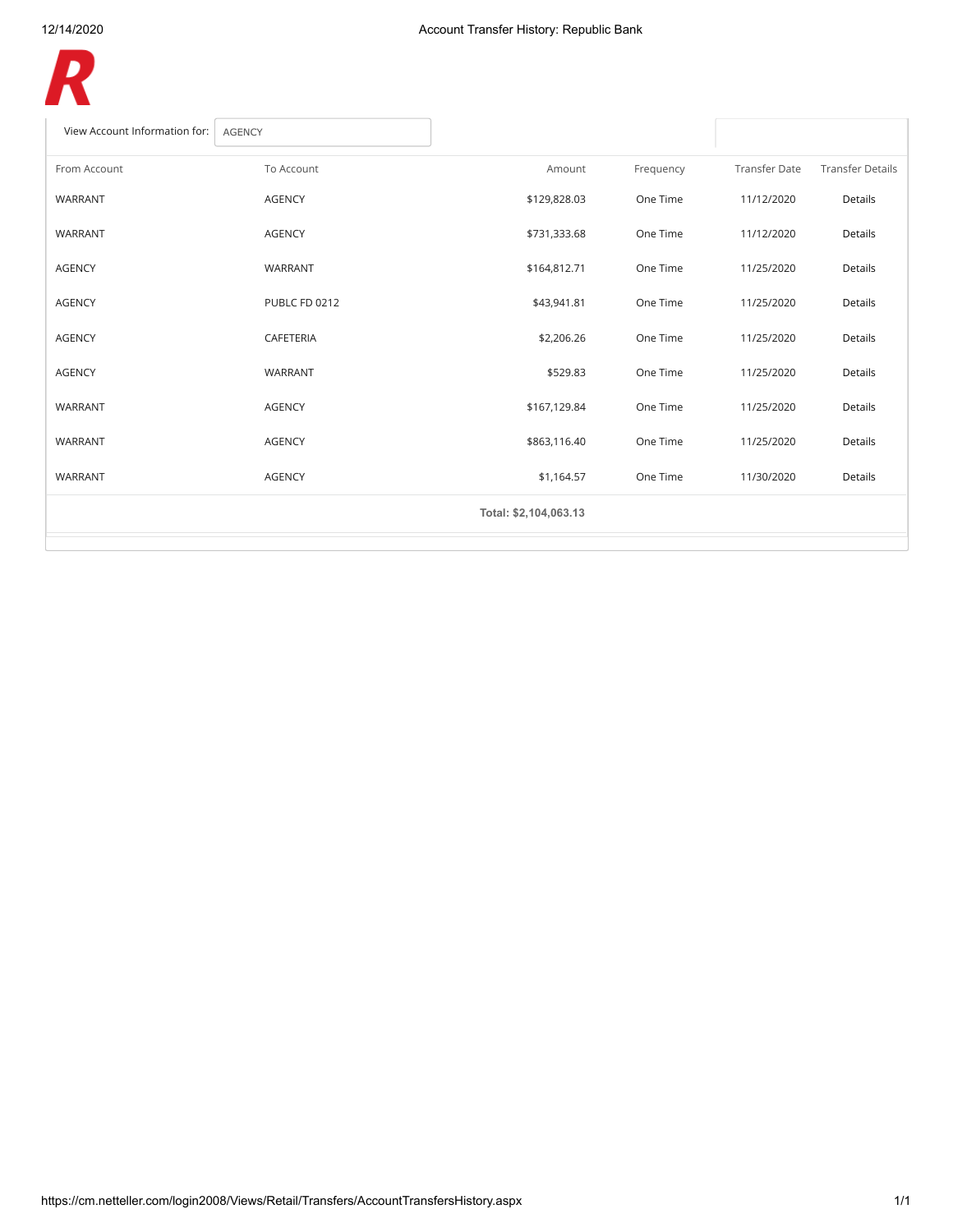View Account Information for: AGENCY

| From Account | To Account | Amount | Frequency | Transfer Date | Transfer Details |
|---|---|---|---|---|---|
| WARRANT | AGENCY | $129,828.03 | One Time | 11/12/2020 | Details |
| WARRANT | AGENCY | $731,333.68 | One Time | 11/12/2020 | Details |
| AGENCY | WARRANT | $164,812.71 | One Time | 11/25/2020 | Details |
| AGENCY | PUBLC FD 0212 | $43,941.81 | One Time | 11/25/2020 | Details |
| AGENCY | CAFETERIA | $2,206.26 | One Time | 11/25/2020 | Details |
| AGENCY | WARRANT | $529.83 | One Time | 11/25/2020 | Details |
| WARRANT | AGENCY | $167,129.84 | One Time | 11/25/2020 | Details |
| WARRANT | AGENCY | $863,116.40 | One Time | 11/25/2020 | Details |
| WARRANT | AGENCY | $1,164.57 | One Time | 11/30/2020 | Details |
| | | **Total: $2,104,063.13** | | | |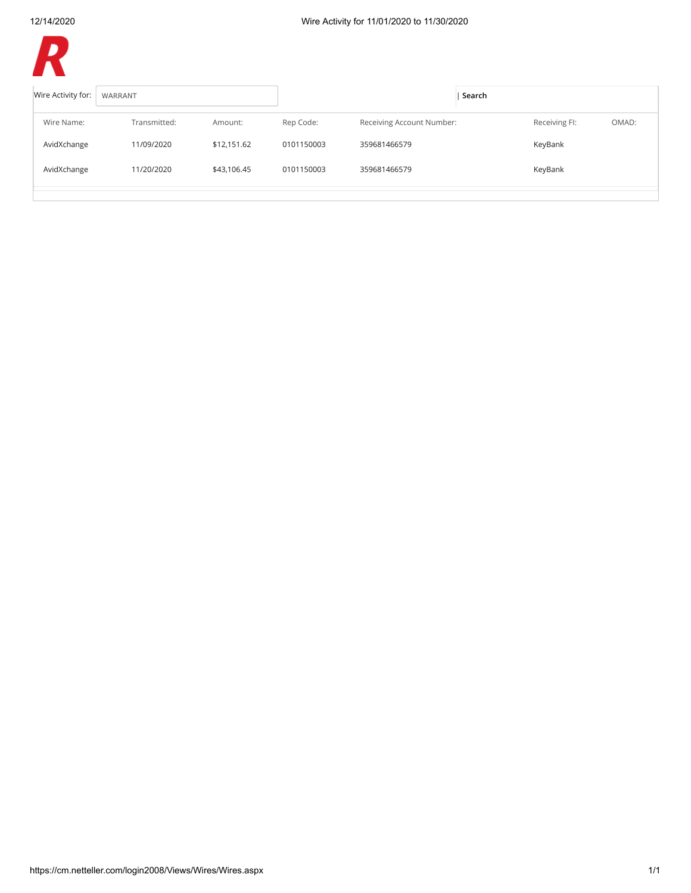Wire Activity for 11/01/2020 to 11/30/2020

Wire Activity for: WARRANT | Search

| Wire Name: | Transmitted: | Amount: | Rep Code: | Receiving Account Number: | Receiving FI: | OMAD: |
|---|---|---|---|---|---|---|
| AvidXchange | 11/09/2020 | $12,151.62 | 0101150003 | 359681466579 | KeyBank | |
| AvidXchange | 11/20/2020 | $43,106.45 | 0101150003 | 359681466579 | KeyBank | |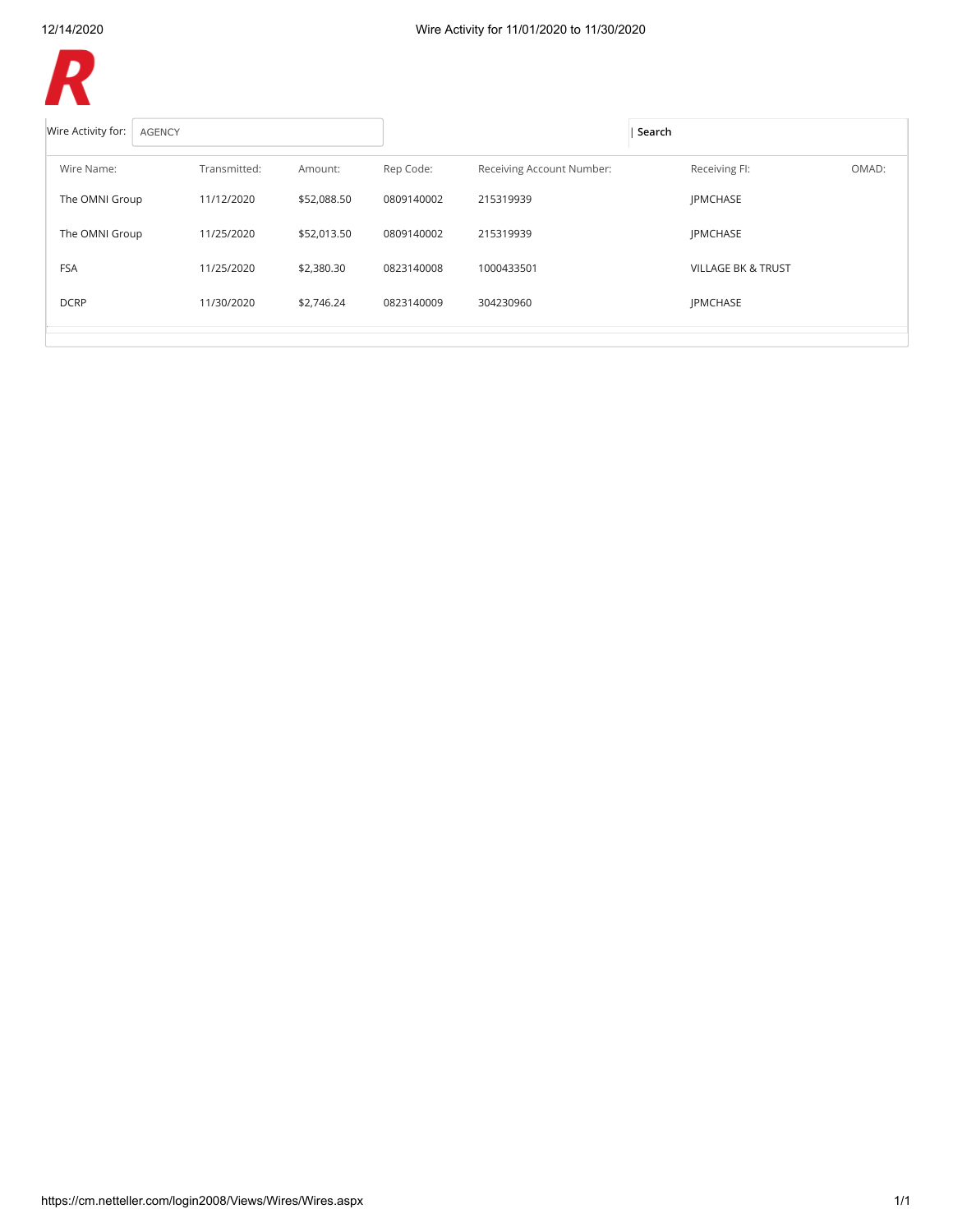Wire Activity for 11/01/2020 to 11/30/2020

Wire Activity for: AGENCY | Search

| Wire Name: | Transmitted: | Amount: | Rep Code: | Receiving Account Number: | Receiving FI: | OMAD: |
|---|---|---|---|---|---|---|
| The OMNI Group | 11/12/2020 | $52,088.50 | 0809140002 | 215319939 | JPMCHASE | |
| The OMNI Group | 11/25/2020 | $52,013.50 | 0809140002 | 215319939 | JPMCHASE | |
| FSA | 11/25/2020 | $2,380.30 | 0823140008 | 1000433501 | VILLAGE BK & TRUST | |
| DCRP | 11/30/2020 | $2,746.24 | 0823140009 | 304230960 | JPMCHASE | |